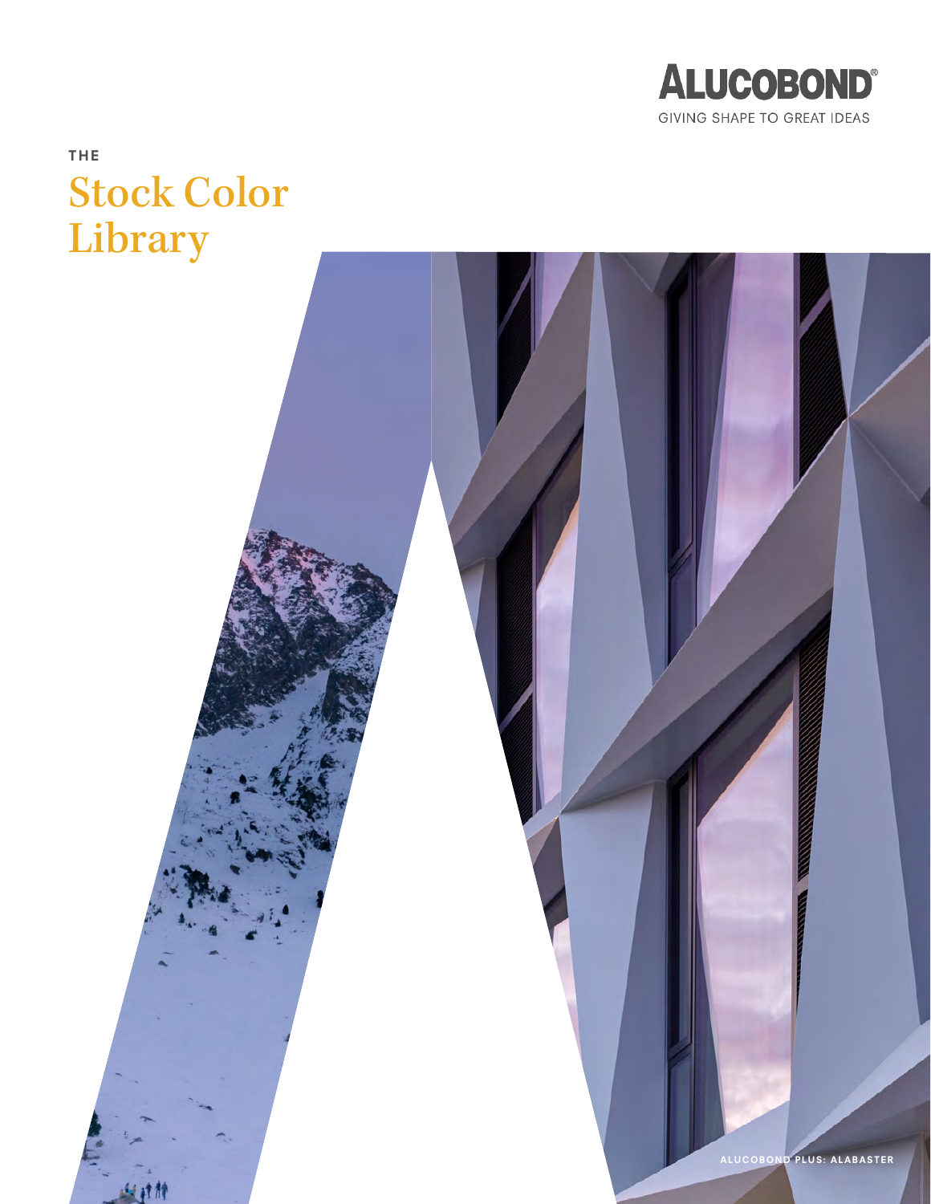ALUCOBOND®

GIVING SHAPE TO GREAT IDEAS

THE

# Stock Color Library

ALUCOBOND PLUS: ALABASTER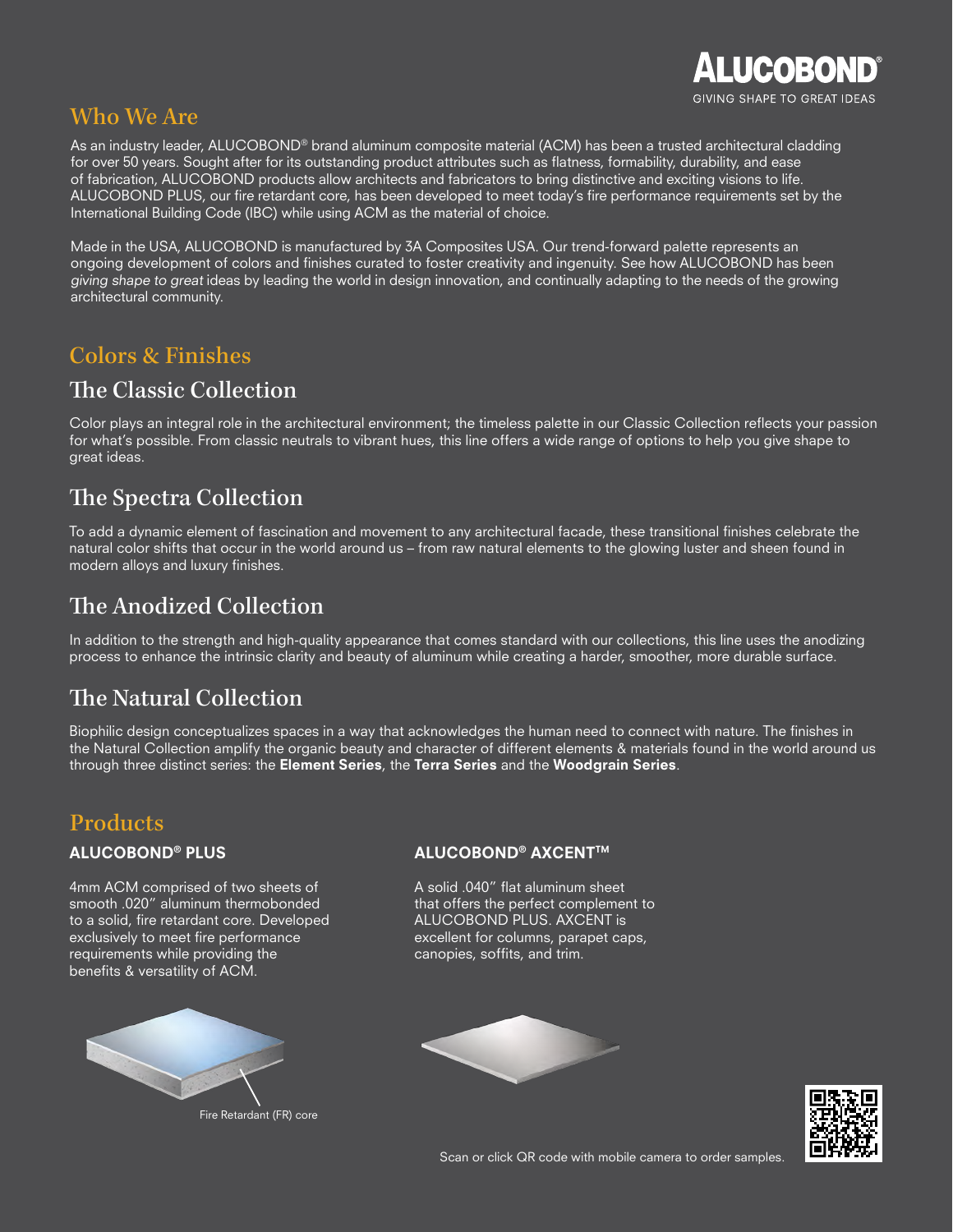ALUCOBOND®
GIVING SHAPE TO GREAT IDEAS

## Who We Are

As an industry leader, ALUCOBOND® brand aluminum composite material (ACM) has been a trusted architectural cladding for over 50 years. Sought after for its outstanding product attributes such as flatness, formability, durability, and ease of fabrication, ALUCOBOND products allow architects and fabricators to bring distinctive and exciting visions to life. ALUCOBOND PLUS, our fire retardant core, has been developed to meet today's fire performance requirements set by the International Building Code (IBC) while using ACM as the material of choice.

Made in the USA, ALUCOBOND is manufactured by 3A Composites USA. Our trend-forward palette represents an ongoing development of colors and finishes curated to foster creativity and ingenuity. See how ALUCOBOND has been *giving shape to great* ideas by leading the world in design innovation, and continually adapting to the needs of the growing architectural community.

## Colors & Finishes

### The Classic Collection

Color plays an integral role in the architectural environment; the timeless palette in our Classic Collection reflects your passion for what's possible. From classic neutrals to vibrant hues, this line offers a wide range of options to help you give shape to great ideas.

### The Spectra Collection

To add a dynamic element of fascination and movement to any architectural facade, these transitional finishes celebrate the natural color shifts that occur in the world around us – from raw natural elements to the glowing luster and sheen found in modern alloys and luxury finishes.

### The Anodized Collection

In addition to the strength and high-quality appearance that comes standard with our collections, this line uses the anodizing process to enhance the intrinsic clarity and beauty of aluminum while creating a harder, smoother, more durable surface.

### The Natural Collection

Biophilic design conceptualizes spaces in a way that acknowledges the human need to connect with nature. The finishes in the Natural Collection amplify the organic beauty and character of different elements & materials found in the world around us through three distinct series: the **Element Series**, the **Terra Series** and the **Woodgrain Series**.

## Products

### ALUCOBOND® PLUS

4mm ACM comprised of two sheets of smooth .020" aluminum thermobonded to a solid, fire retardant core. Developed exclusively to meet fire performance requirements while providing the benefits & versatility of ACM.

Fire Retardant (FR) core

### ALUCOBOND® AXCENT™

A solid .040" flat aluminum sheet that offers the perfect complement to ALUCOBOND PLUS. AXCENT is excellent for columns, parapet caps, canopies, soffits, and trim.

Scan or click QR code with mobile camera to order samples.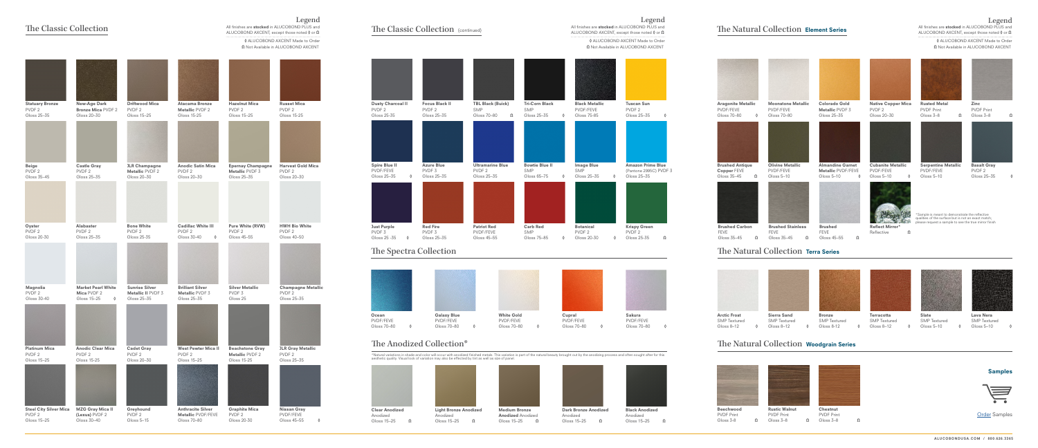# The Classic Collection

**Legend**

All finishes are **stocked** in ALUCOBOND PLUS and ALUCOBOND AXCENT, except those noted ◊ or Ω

◊ ALUCOBOND AXCENT Made to Order

Ω Not Available in ALUCOBOND AXCENT

| Name | Coating | Gloss | Note |
|---|---|---|---|
| Statuary Bronze | PVDF 2 | Gloss 25–35 | |
| New-Age Dark Bronze Mica | PVDF 2 | Gloss 20–30 | |
| Driftwood Mica | PVDF 2 | Gloss 15–25 | |
| Atacama Bronze Metallic | PVDF 2 | Gloss 15-25 | |
| Hazelnut Mica | PVDF 2 | Gloss 15–25 | |
| Russet Mica | PVDF 2 | Gloss 15-25 | |
| Beige | PVDF 2 | Gloss 35–45 | |
| Castle Gray | PVDF 2 | Gloss 25–35 | |
| 3LR Champagne Metallic | PVDF 2 | Gloss 20–30 | |
| Anodic Satin Mica | PVDF 2 | Gloss 20–30 | |
| Epernay Champagne Metallic | PVDF 3 | Gloss 25–35 | |
| Harvest Gold Mica | PVDF 2 | Gloss 20–30 | |
| Oyster | PVDF 2 | Gloss 20-30 | |
| Alabaster | PVDF 2 | Gloss 25–35 | |
| Bone White | PVDF 2 | Gloss 25-35 | |
| Cadillac White III | PVDF 2 | Gloss 30-40 | ◊ |
| Pure White (RVW) | PVDF 2 | Gloss 45–55 | |
| HWH Bio White | PVDF 2 | Gloss 40–50 | |
| Magnolia | PVDF 2 | Gloss 30-40 | |
| Market Pearl White Mica | PVDF 2 | Gloss 15–25 | ◊ |
| Sunrise Silver Metallic II | PVDF 3 | Gloss 25–35 | |
| Brilliant Silver Metallic | PVDF 3 | Gloss 25–35 | |
| Silver Metallic | PVDF 3 | Gloss 25 | |
| Champagne Metallic | PVDF 2 | Gloss 25–35 | |
| Platinum Mica | PVDF 2 | Gloss 15–25 | |
| Anodic Clear Mica | PVDF 2 | Gloss 15-25 | |
| Cadet Gray | PVDF 2 | Gloss 20–30 | |
| West Pewter Mica II | PVDF 2 | Gloss 15–25 | |
| Beachstone Gray Metallic | PVDF 2 | Gloss 15-25 | |
| 3LR Gray Metallic | PVDF 2 | Gloss 25–35 | |
| Steel City Silver Mica | PVDF 2 | Gloss 15–25 | |
| MZG Gray Mica II (Lexus) | PVDF 2 | Gloss 30–40 | |
| Greyhound | PVDF 2 | Gloss 5–15 | |
| Anthracite Silver Metallic | PVDF/FEVE | Gloss 70–80 | |
| Graphite Mica | PVDF 2 | Gloss 20-30 | |
| Nissan Gray | PVDF/FEVE | Gloss 45–55 | ◊ |

# The Classic Collection (continued)

| Name | Coating | Gloss | Note |
|---|---|---|---|
| Dusty Charcoal II | PVDF 2 | Gloss 25-35 | |
| Focus Black II | PVDF 2 | Gloss 25–35 | |
| TBL Black (Buick) | SMP | Gloss 70–80 | Ω |
| Tri-Corn Black | SMP | Gloss 25–35 | ◊ |
| Black Metallic | PVDF/FEVE | Gloss 75-85 | |
| Tuscan Sun | PVDF 2 | Gloss 25–35 | ◊ |
| Spire Blue II | PVDF/FEVE | Gloss 25–35 | ◊ |
| Azure Blue | PVDF 2 | Gloss 25–35 | |
| Ultramarine Blue | PVDF 2 | Gloss 25–35 | |
| Bowtie Blue II | SMP | Gloss 65–75 | ◊ |
| Image Blue | PVDF 2 | Gloss 25–35 | ◊ |
| Amazon Prime Blue (Pantone 2995C) | PVDF 3 | Gloss 25–35 | |
| Just Purple | PVDF 3 | Gloss 25 -35 | ◊ |
| Red Fire | PVDF 3 | Gloss 25–35 | |
| Patriot Red | PVDF/FEVE | Gloss 45–55 | |
| Carb Red | SMP | Gloss 75–85 | ◊ |
| Botanical | PVDF 2 | Gloss 20-30 | ◊ |
| Krispy Green | PVDF 2 | Gloss 25-35 | Ω |

# The Spectra Collection

| Name | Coating | Gloss | Note |
|---|---|---|---|
| Ocean | PVDF/FEVE | Gloss 70–80 | ◊ |
| Galaxy Blue | PVDF/FEVE | Gloss 70–80 | ◊ |
| White Gold | PVDF/FEVE | Gloss 70–80 | ◊ |
| Cupral | PVDF/FEVE | Gloss 70–80 | ◊ |
| Sakura | PVDF/FEVE | Gloss 70–80 | ◊ |

# The Anodized Collection*

*Natural variations in shade and color will occur with anodized finished metals. This variation is part of the natural beauty brought out by the anodizing process and often sought after for this aesthetic quality. Visual look of variation may also be effected by lot as well as size of panel.

| Name | Coating | Gloss | Note |
|---|---|---|---|
| Clear Anodized | Anodized | Gloss 15–25 | Ω |
| Light Bronze Anodized | Anodized | Gloss 15–25 | Ω |
| Medium Bronze Anodized | Anodized | Gloss 15–25 | Ω |
| Dark Bronze Anodized | Anodized | Gloss 15–25 | Ω |
| Black Anodized | Anodized | Gloss 15–25 | Ω |

# The Natural Collection Element Series

| Name | Coating | Gloss | Note |
|---|---|---|---|
| Aragonite Metallic | PVDF/FEVE | Gloss 70–80 | ◊ |
| Moonstone Metallic | PVDF/FEVE | Gloss 70–80 | ◊ |
| Colorado Gold Metallic | PVDF 3 | Gloss 25–35 | |
| Native Copper Mica | PVDF 2 | Gloss 20–30 | |
| Rusted Metal | PVDF Print | Gloss 3–8 | Ω |
| Zinc | PVDF Print | Gloss 3–8 | Ω |
| Brushed Antique Copper | FEVE | Gloss 35–45 | Ω |
| Olivine Metallic | PVDF/FEVE | Gloss 5–10 | |
| Almandine Garnet Metallic | PVDF/FEVE | Gloss 5–10 | ◊ |
| Cubanite Metallic | PVDF/FEVE | Gloss 5–10 | ◊ |
| Serpentine Metallic | PVDF/FEVE | Gloss 5–10 | |
| Basalt Gray | PVDF 2 | Gloss 25–35 | ◊ |
| Brushed Carbon | FEVE | Gloss 35–45 | Ω |
| Brushed Stainless | FEVE | Gloss 35–45 | Ω |
| Brushed | FEVE | Gloss 45–55 | Ω |
| Reflect Mirror* | Reflective | | Ω |

*Sample is meant to demonstrate the reflective qualities of the surface but is not an exact match, please request a sample to see the true mirror finish.

# The Natural Collection Terra Series

| Name | Coating | Gloss | Note |
|---|---|---|---|
| Arctic Frost | SMP Textured | Gloss 8–12 | ◊ |
| Sierra Sand | SMP Textured | Gloss 8–12 | ◊ |
| Bronze | SMP Textured | Gloss 8-12 | ◊ |
| Terracotta | SMP Textured | Gloss 8–12 | ◊ |
| Slate | SMP Textured | Gloss 5–10 | ◊ |
| Lava Nera | SMP Textured | Gloss 5–10 | ◊ |

# The Natural Collection Woodgrain Series

| Name | Coating | Gloss | Note |
|---|---|---|---|
| Beechwood | PVDF Print | Gloss 3-8 | Ω |
| Rustic Walnut | PVDF Print | Gloss 3–8 | Ω |
| Chestnut | PVDF Print | Gloss 3–8 | Ω |

**Samples**

Order Samples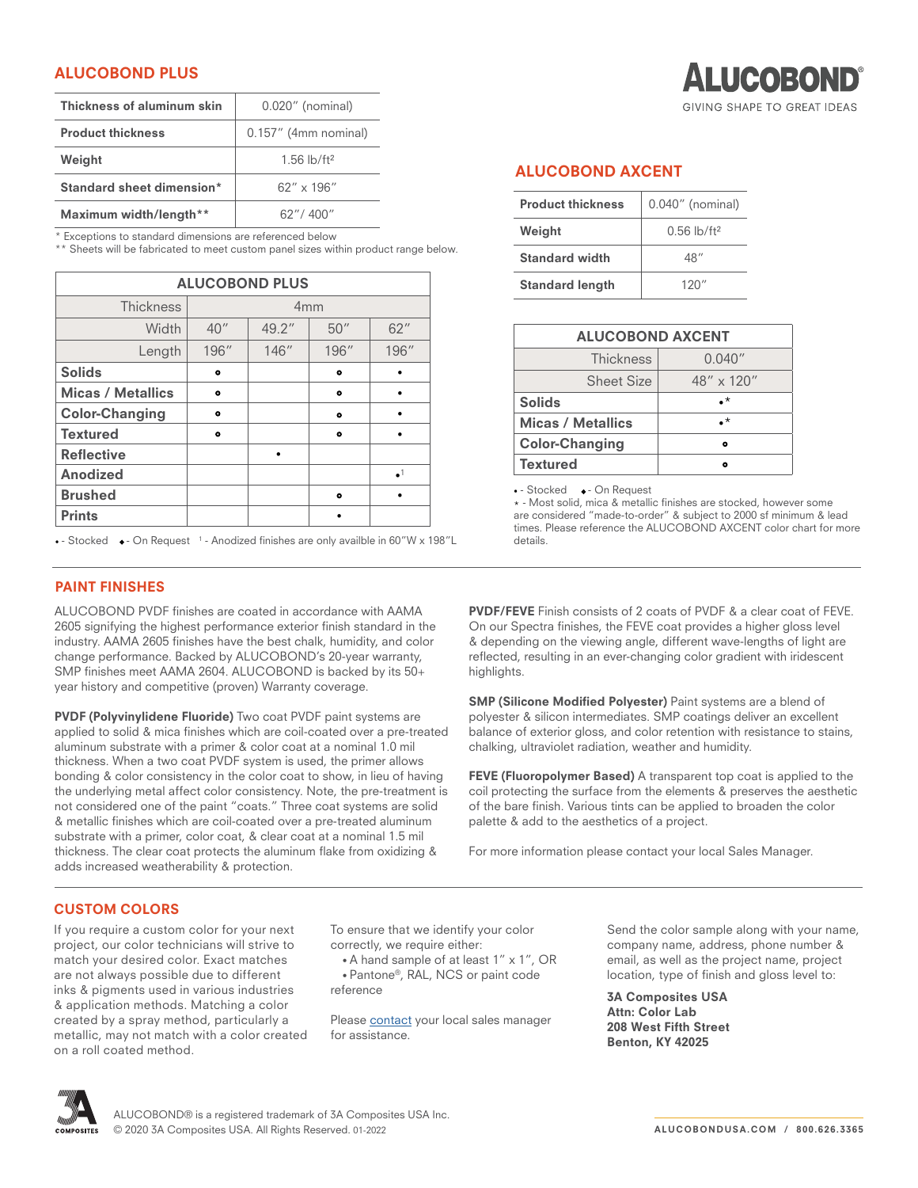## ALUCOBOND PLUS

| | |
|---|---|
| **Thickness of aluminum skin** | 0.020″ (nominal) |
| **Product thickness** | 0.157″ (4mm nominal) |
| **Weight** | 1.56 lb/ft² |
| **Standard sheet dimension*** | 62″ x 196″ |
| **Maximum width/length**** | 62″/ 400″ |

* Exceptions to standard dimensions are referenced below
** Sheets will be fabricated to meet custom panel sizes within product range below.

| ALUCOBOND PLUS | | | | |
|---|---|---|---|---|
| Thickness | 4mm | | | |
| Width | 40″ | 49.2″ | 50″ | 62″ |
| Length | 196″ | 146″ | 196″ | 196″ |
| **Solids** | ◆ | | ◆ | • |
| **Micas / Metallics** | ◆ | | ◆ | • |
| **Color-Changing** | ◆ | | ◆ | • |
| **Textured** | ◆ | | ◆ | • |
| **Reflective** | | • | | |
| **Anodized** | | | | •[1] |
| **Brushed** | | | ◆ | • |
| **Prints** | | | • | |

• - Stocked ◆ - On Request [1] - Anodized finishes are only availble in 60″W x 198″L

## ALUCOBOND AXCENT

| | |
|---|---|
| **Product thickness** | 0.040″ (nominal) |
| **Weight** | 0.56 lb/ft² |
| **Standard width** | 48″ |
| **Standard length** | 120″ |

| ALUCOBOND AXCENT | |
|---|---|
| Thickness | 0.040″ |
| Sheet Size | 48″ x 120″ |
| **Solids** | •* |
| **Micas / Metallics** | •* |
| **Color-Changing** | ◆ |
| **Textured** | ◆ |

• - Stocked ◆ - On Request
* - Most solid, mica & metallic finishes are stocked, however some are considered "made-to-order" & subject to 2000 sf minimum & lead times. Please reference the ALUCOBOND AXCENT color chart for more details.

## PAINT FINISHES

ALUCOBOND PVDF finishes are coated in accordance with AAMA 2605 signifying the highest performance exterior finish standard in the industry. AAMA 2605 finishes have the best chalk, humidity, and color change performance. Backed by ALUCOBOND's 20-year warranty, SMP finishes meet AAMA 2604. ALUCOBOND is backed by its 50+ year history and competitive (proven) Warranty coverage.

**PVDF (Polyvinylidene Fluoride)** Two coat PVDF paint systems are applied to solid & mica finishes which are coil-coated over a pre-treated aluminum substrate with a primer & color coat at a nominal 1.0 mil thickness. When a two coat PVDF system is used, the primer allows bonding & color consistency in the color coat to show, in lieu of having the underlying metal affect color consistency. Note, the pre-treatment is not considered one of the paint "coats." Three coat systems are solid & metallic finishes which are coil-coated over a pre-treated aluminum substrate with a primer, color coat, & clear coat at a nominal 1.5 mil thickness. The clear coat protects the aluminum flake from oxidizing & adds increased weatherability & protection.

**PVDF/FEVE** Finish consists of 2 coats of PVDF & a clear coat of FEVE. On our Spectra finishes, the FEVE coat provides a higher gloss level & depending on the viewing angle, different wave-lengths of light are reflected, resulting in an ever-changing color gradient with iridescent highlights.

**SMP (Silicone Modified Polyester)** Paint systems are a blend of polyester & silicon intermediates. SMP coatings deliver an excellent balance of exterior gloss, and color retention with resistance to stains, chalking, ultraviolet radiation, weather and humidity.

**FEVE (Fluoropolymer Based)** A transparent top coat is applied to the coil protecting the surface from the elements & preserves the aesthetic of the bare finish. Various tints can be applied to broaden the color palette & add to the aesthetics of a project.

For more information please contact your local Sales Manager.

## CUSTOM COLORS

If you require a custom color for your next project, our color technicians will strive to match your desired color. Exact matches are not always possible due to different inks & pigments used in various industries & application methods. Matching a color created by a spray method, particularly a metallic, may not match with a color created on a roll coated method.

To ensure that we identify your color correctly, we require either:

- A hand sample of at least 1" x 1", OR
- Pantone®, RAL, NCS or paint code reference

Please contact your local sales manager for assistance.

Send the color sample along with your name, company name, address, phone number & email, as well as the project name, project location, type of finish and gloss level to:

**3A Composites USA**
**Attn: Color Lab**
**208 West Fifth Street**
**Benton, KY 42025**

ALUCOBOND® is a registered trademark of 3A Composites USA Inc.
© 2020 3A Composites USA. All Rights Reserved. 01-2022

ALUCOBONDUSA.COM / 800.626.3365